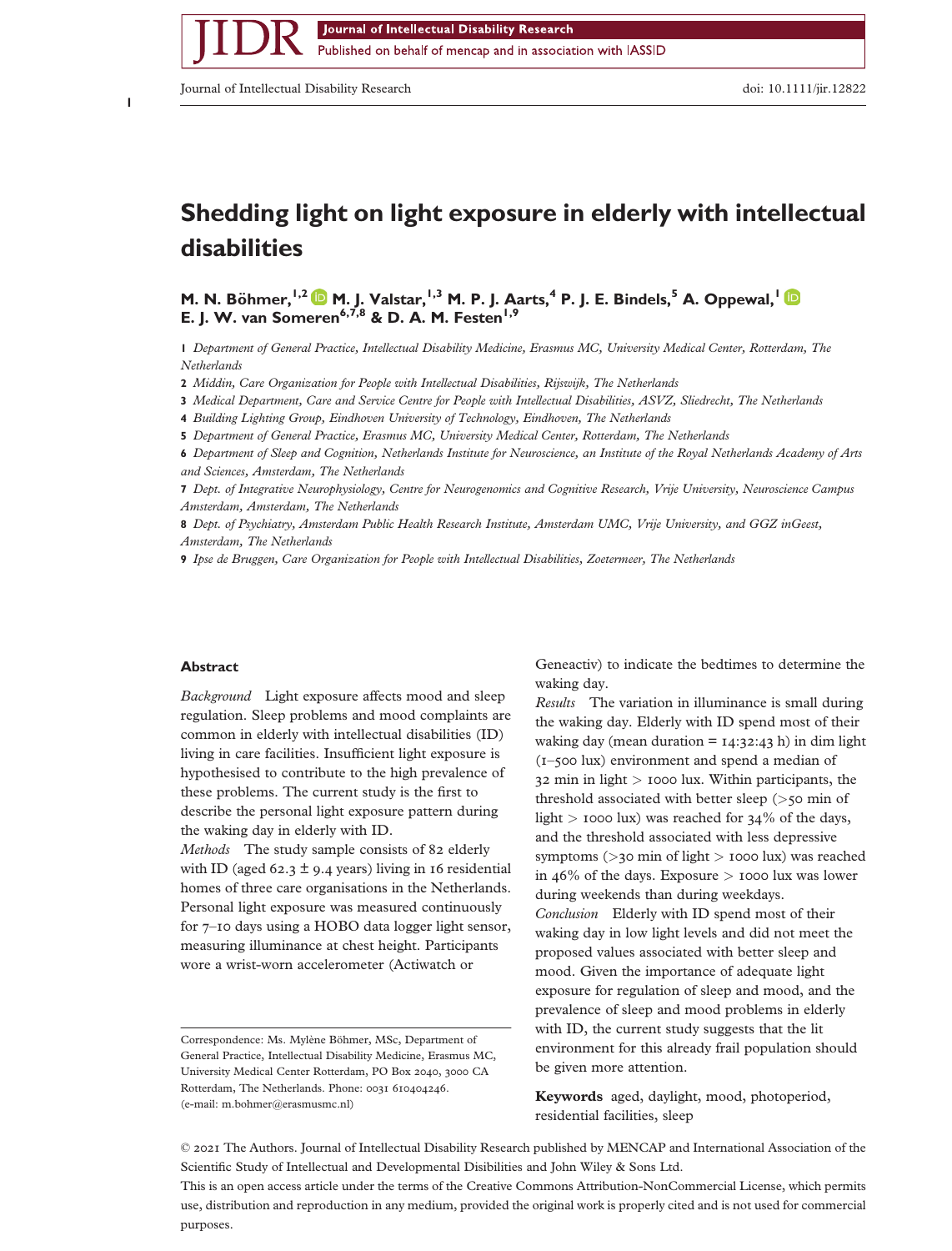# Shedding light on light exposure in elderly with intellectual disabilities

**M. N. Böhmer,[1,2] M. J. Valstar,[1,3] M. P. J. Aarts,[4] P. J. E. Bindels,[5] A. Oppewal,[1] E. J. W. van Someren[6,7,8] & D. A. M. Festen[1,9]**

1 *Department of General Practice, Intellectual Disability Medicine, Erasmus MC, University Medical Center, Rotterdam, The Netherlands*

2 *Middin, Care Organization for People with Intellectual Disabilities, Rijswijk, The Netherlands*

3 *Medical Department, Care and Service Centre for People with Intellectual Disabilities, ASVZ, Sliedrecht, The Netherlands*

4 *Building Lighting Group, Eindhoven University of Technology, Eindhoven, The Netherlands*

5 *Department of General Practice, Erasmus MC, University Medical Center, Rotterdam, The Netherlands*

6 *Department of Sleep and Cognition, Netherlands Institute for Neuroscience, an Institute of the Royal Netherlands Academy of Arts and Sciences, Amsterdam, The Netherlands*

7 *Dept. of Integrative Neurophysiology, Centre for Neurogenomics and Cognitive Research, Vrije University, Neuroscience Campus Amsterdam, Amsterdam, The Netherlands*

8 *Dept. of Psychiatry, Amsterdam Public Health Research Institute, Amsterdam UMC, Vrije University, and GGZ inGeest, Amsterdam, The Netherlands*

9 *Ipse de Bruggen, Care Organization for People with Intellectual Disabilities, Zoetermeer, The Netherlands*

## Abstract

*Background* Light exposure affects mood and sleep regulation. Sleep problems and mood complaints are common in elderly with intellectual disabilities (ID) living in care facilities. Insufficient light exposure is hypothesised to contribute to the high prevalence of these problems. The current study is the first to describe the personal light exposure pattern during the waking day in elderly with ID.

*Methods* The study sample consists of 82 elderly with ID (aged 62.3 ± 9.4 years) living in 16 residential homes of three care organisations in the Netherlands. Personal light exposure was measured continuously for 7–10 days using a HOBO data logger light sensor, measuring illuminance at chest height. Participants wore a wrist-worn accelerometer (Actiwatch or Geneactiv) to indicate the bedtimes to determine the waking day.

*Results* The variation in illuminance is small during the waking day. Elderly with ID spend most of their waking day (mean duration = 14:32:43 h) in dim light (1–500 lux) environment and spend a median of 32 min in light > 1000 lux. Within participants, the threshold associated with better sleep (>50 min of light > 1000 lux) was reached for 34% of the days, and the threshold associated with less depressive symptoms (>30 min of light > 1000 lux) was reached in 46% of the days. Exposure > 1000 lux was lower during weekends than during weekdays.

*Conclusion* Elderly with ID spend most of their waking day in low light levels and did not meet the proposed values associated with better sleep and mood. Given the importance of adequate light exposure for regulation of sleep and mood, and the prevalence of sleep and mood problems in elderly with ID, the current study suggests that the lit environment for this already frail population should be given more attention.

**Keywords** aged, daylight, mood, photoperiod, residential facilities, sleep

Correspondence: Ms. Mylène Böhmer, MSc, Department of General Practice, Intellectual Disability Medicine, Erasmus MC, University Medical Center Rotterdam, PO Box 2040, 3000 CA Rotterdam, The Netherlands. Phone: 0031 610404246. (e-mail: m.bohmer@erasmusmc.nl)

© 2021 The Authors. Journal of Intellectual Disability Research published by MENCAP and International Association of the Scientific Study of Intellectual and Developmental Disibilities and John Wiley & Sons Ltd.

This is an open access article under the terms of the Creative Commons Attribution-NonCommercial License, which permits use, distribution and reproduction in any medium, provided the original work is properly cited and is not used for commercial purposes.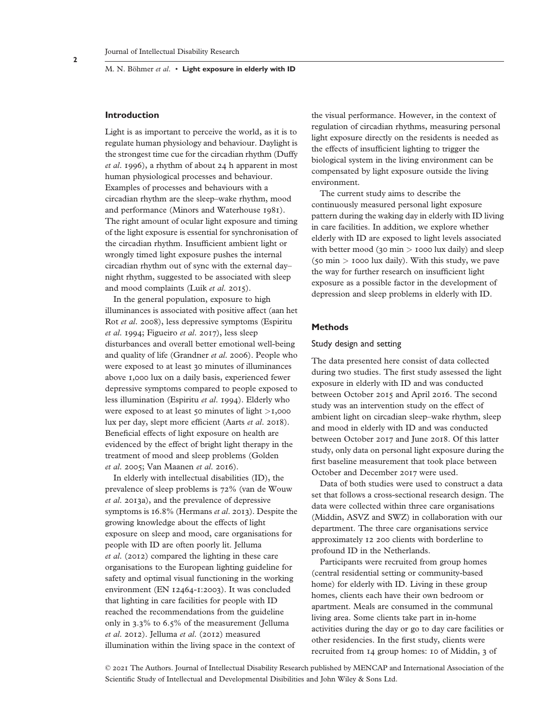## Introduction

Light is as important to perceive the world, as it is to regulate human physiology and behaviour. Daylight is the strongest time cue for the circadian rhythm (Duffy *et al.* 1996), a rhythm of about 24 h apparent in most human physiological processes and behaviour. Examples of processes and behaviours with a circadian rhythm are the sleep–wake rhythm, mood and performance (Minors and Waterhouse 1981). The right amount of ocular light exposure and timing of the light exposure is essential for synchronisation of the circadian rhythm. Insufficient ambient light or wrongly timed light exposure pushes the internal circadian rhythm out of sync with the external day–night rhythm, suggested to be associated with sleep and mood complaints (Luik *et al.* 2015).

In the general population, exposure to high illuminances is associated with positive affect (aan het Rot *et al.* 2008), less depressive symptoms (Espiritu *et al.* 1994; Figueiro *et al.* 2017), less sleep disturbances and overall better emotional well-being and quality of life (Grandner *et al.* 2006). People who were exposed to at least 30 minutes of illuminances above 1,000 lux on a daily basis, experienced fewer depressive symptoms compared to people exposed to less illumination (Espiritu *et al.* 1994). Elderly who were exposed to at least 50 minutes of light >1,000 lux per day, slept more efficient (Aarts *et al.* 2018). Beneficial effects of light exposure on health are evidenced by the effect of bright light therapy in the treatment of mood and sleep problems (Golden *et al.* 2005; Van Maanen *et al.* 2016).

In elderly with intellectual disabilities (ID), the prevalence of sleep problems is 72% (van de Wouw *et al.* 2013a), and the prevalence of depressive symptoms is 16.8% (Hermans *et al.* 2013). Despite the growing knowledge about the effects of light exposure on sleep and mood, care organisations for people with ID are often poorly lit. Jelluma *et al.* (2012) compared the lighting in these care organisations to the European lighting guideline for safety and optimal visual functioning in the working environment (EN 12464-1:2003). It was concluded that lighting in care facilities for people with ID reached the recommendations from the guideline only in 3.3% to 6.5% of the measurement (Jelluma *et al.* 2012). Jelluma *et al.* (2012) measured illumination within the living space in the context of the visual performance. However, in the context of regulation of circadian rhythms, measuring personal light exposure directly on the residents is needed as the effects of insufficient lighting to trigger the biological system in the living environment can be compensated by light exposure outside the living environment.

The current study aims to describe the continuously measured personal light exposure pattern during the waking day in elderly with ID living in care facilities. In addition, we explore whether elderly with ID are exposed to light levels associated with better mood (30 min > 1000 lux daily) and sleep (50 min > 1000 lux daily). With this study, we pave the way for further research on insufficient light exposure as a possible factor in the development of depression and sleep problems in elderly with ID.

## Methods

### Study design and setting

The data presented here consist of data collected during two studies. The first study assessed the light exposure in elderly with ID and was conducted between October 2015 and April 2016. The second study was an intervention study on the effect of ambient light on circadian sleep–wake rhythm, sleep and mood in elderly with ID and was conducted between October 2017 and June 2018. Of this latter study, only data on personal light exposure during the first baseline measurement that took place between October and December 2017 were used.

Data of both studies were used to construct a data set that follows a cross-sectional research design. The data were collected within three care organisations (Middin, ASVZ and SWZ) in collaboration with our department. The three care organisations service approximately 12 200 clients with borderline to profound ID in the Netherlands.

Participants were recruited from group homes (central residential setting or community-based home) for elderly with ID. Living in these group homes, clients each have their own bedroom or apartment. Meals are consumed in the communal living area. Some clients take part in in-home activities during the day or go to day care facilities or other residencies. In the first study, clients were recruited from 14 group homes: 10 of Middin, 3 of

© 2021 The Authors. Journal of Intellectual Disability Research published by MENCAP and International Association of the Scientific Study of Intellectual and Developmental Disibilities and John Wiley & Sons Ltd.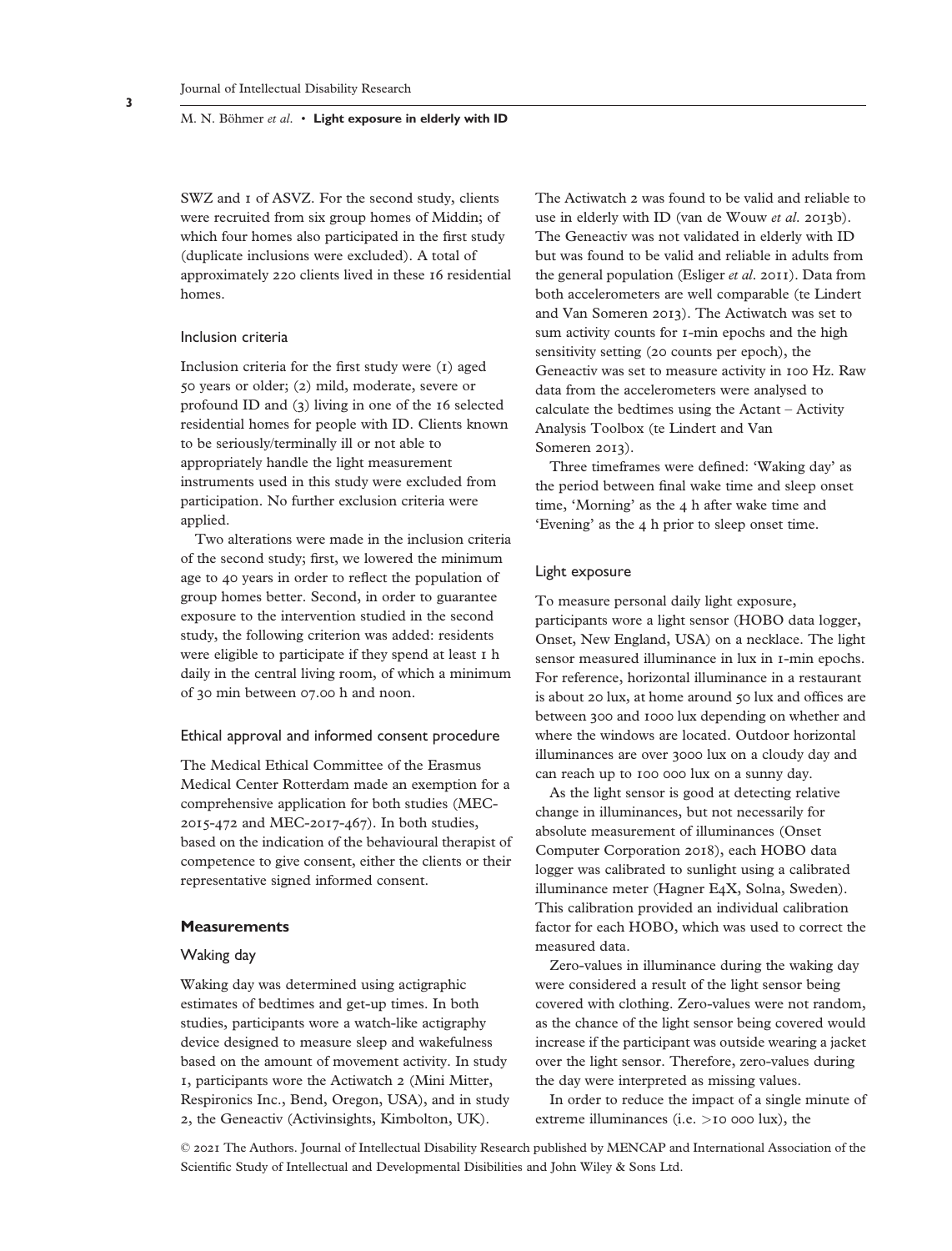SWZ and 1 of ASVZ. For the second study, clients were recruited from six group homes of Middin; of which four homes also participated in the first study (duplicate inclusions were excluded). A total of approximately 220 clients lived in these 16 residential homes.

### Inclusion criteria

Inclusion criteria for the first study were (1) aged 50 years or older; (2) mild, moderate, severe or profound ID and (3) living in one of the 16 selected residential homes for people with ID. Clients known to be seriously/terminally ill or not able to appropriately handle the light measurement instruments used in this study were excluded from participation. No further exclusion criteria were applied.

Two alterations were made in the inclusion criteria of the second study; first, we lowered the minimum age to 40 years in order to reflect the population of group homes better. Second, in order to guarantee exposure to the intervention studied in the second study, the following criterion was added: residents were eligible to participate if they spend at least 1 h daily in the central living room, of which a minimum of 30 min between 07.00 h and noon.

### Ethical approval and informed consent procedure

The Medical Ethical Committee of the Erasmus Medical Center Rotterdam made an exemption for a comprehensive application for both studies (MEC-2015-472 and MEC-2017-467). In both studies, based on the indication of the behavioural therapist of competence to give consent, either the clients or their representative signed informed consent.

## Measurements

### Waking day

Waking day was determined using actigraphic estimates of bedtimes and get-up times. In both studies, participants wore a watch-like actigraphy device designed to measure sleep and wakefulness based on the amount of movement activity. In study 1, participants wore the Actiwatch 2 (Mini Mitter, Respironics Inc., Bend, Oregon, USA), and in study 2, the Geneactiv (Activinsights, Kimbolton, UK). The Actiwatch 2 was found to be valid and reliable to use in elderly with ID (van de Wouw *et al.* 2013b). The Geneactiv was not validated in elderly with ID but was found to be valid and reliable in adults from the general population (Esliger *et al.* 2011). Data from both accelerometers are well comparable (te Lindert and Van Someren 2013). The Actiwatch was set to sum activity counts for 1-min epochs and the high sensitivity setting (20 counts per epoch), the Geneactiv was set to measure activity in 100 Hz. Raw data from the accelerometers were analysed to calculate the bedtimes using the Actant – Activity Analysis Toolbox (te Lindert and Van Someren 2013).

Three timeframes were defined: 'Waking day' as the period between final wake time and sleep onset time, 'Morning' as the 4 h after wake time and 'Evening' as the 4 h prior to sleep onset time.

### Light exposure

To measure personal daily light exposure, participants wore a light sensor (HOBO data logger, Onset, New England, USA) on a necklace. The light sensor measured illuminance in lux in 1-min epochs. For reference, horizontal illuminance in a restaurant is about 20 lux, at home around 50 lux and offices are between 300 and 1000 lux depending on whether and where the windows are located. Outdoor horizontal illuminances are over 3000 lux on a cloudy day and can reach up to 100 000 lux on a sunny day.

As the light sensor is good at detecting relative change in illuminances, but not necessarily for absolute measurement of illuminances (Onset Computer Corporation 2018), each HOBO data logger was calibrated to sunlight using a calibrated illuminance meter (Hagner E4X, Solna, Sweden). This calibration provided an individual calibration factor for each HOBO, which was used to correct the measured data.

Zero-values in illuminance during the waking day were considered a result of the light sensor being covered with clothing. Zero-values were not random, as the chance of the light sensor being covered would increase if the participant was outside wearing a jacket over the light sensor. Therefore, zero-values during the day were interpreted as missing values.

In order to reduce the impact of a single minute of extreme illuminances (i.e. >10 000 lux), the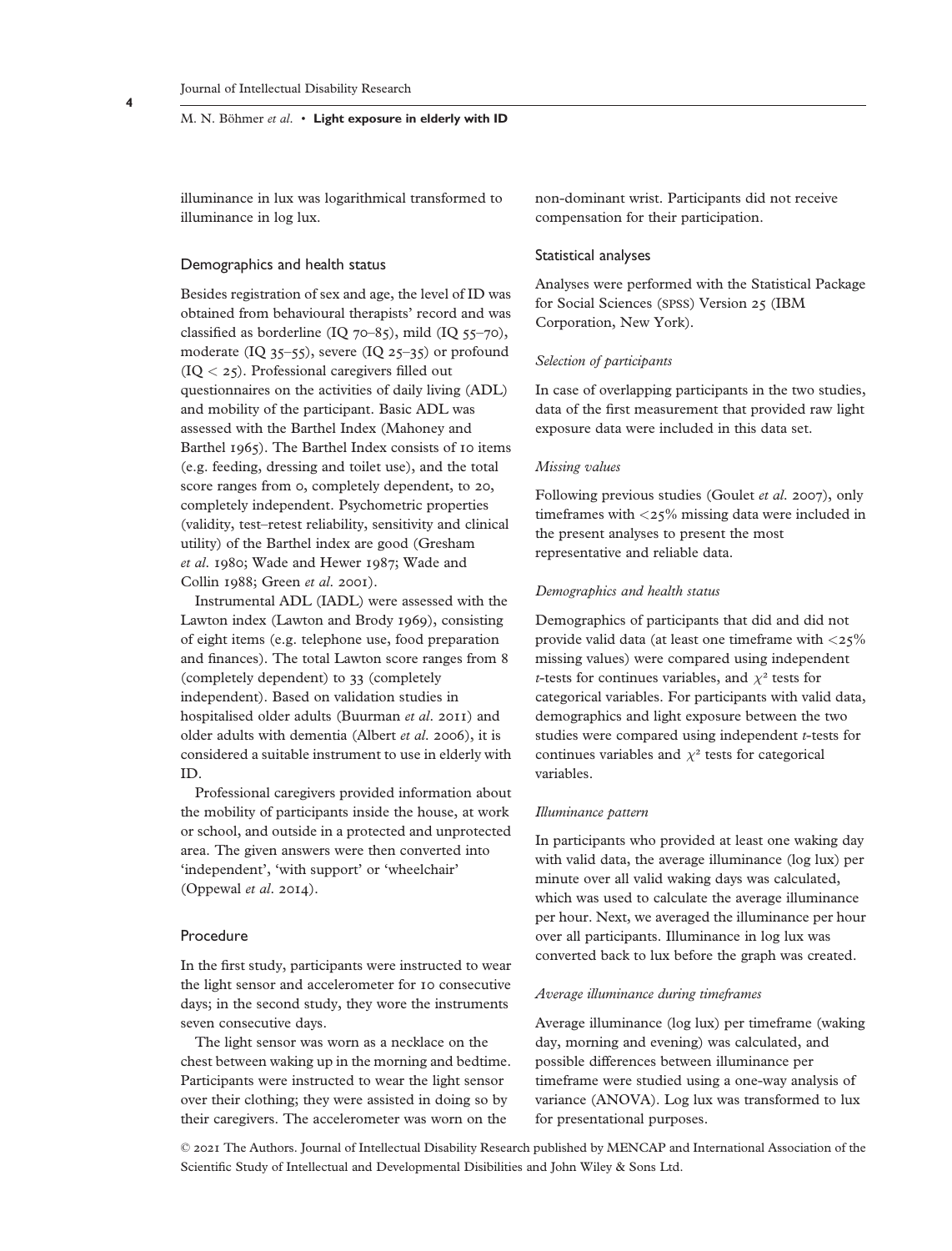illuminance in lux was logarithmical transformed to illuminance in log lux.

## Demographics and health status

Besides registration of sex and age, the level of ID was obtained from behavioural therapists' record and was classified as borderline (IQ 70–85), mild (IQ 55–70), moderate (IQ 35–55), severe (IQ 25–35) or profound (IQ < 25). Professional caregivers filled out questionnaires on the activities of daily living (ADL) and mobility of the participant. Basic ADL was assessed with the Barthel Index (Mahoney and Barthel 1965). The Barthel Index consists of 10 items (e.g. feeding, dressing and toilet use), and the total score ranges from 0, completely dependent, to 20, completely independent. Psychometric properties (validity, test–retest reliability, sensitivity and clinical utility) of the Barthel index are good (Gresham *et al.* 1980; Wade and Hewer 1987; Wade and Collin 1988; Green *et al.* 2001).

Instrumental ADL (IADL) were assessed with the Lawton index (Lawton and Brody 1969), consisting of eight items (e.g. telephone use, food preparation and finances). The total Lawton score ranges from 8 (completely dependent) to 33 (completely independent). Based on validation studies in hospitalised older adults (Buurman *et al.* 2011) and older adults with dementia (Albert *et al.* 2006), it is considered a suitable instrument to use in elderly with ID.

Professional caregivers provided information about the mobility of participants inside the house, at work or school, and outside in a protected and unprotected area. The given answers were then converted into 'independent', 'with support' or 'wheelchair' (Oppewal *et al.* 2014).

## Procedure

In the first study, participants were instructed to wear the light sensor and accelerometer for 10 consecutive days; in the second study, they wore the instruments seven consecutive days.

The light sensor was worn as a necklace on the chest between waking up in the morning and bedtime. Participants were instructed to wear the light sensor over their clothing; they were assisted in doing so by their caregivers. The accelerometer was worn on the non-dominant wrist. Participants did not receive compensation for their participation.

## Statistical analyses

Analyses were performed with the Statistical Package for Social Sciences (SPSS) Version 25 (IBM Corporation, New York).

### *Selection of participants*

In case of overlapping participants in the two studies, data of the first measurement that provided raw light exposure data were included in this data set.

### *Missing values*

Following previous studies (Goulet *et al.* 2007), only timeframes with <25% missing data were included in the present analyses to present the most representative and reliable data.

### *Demographics and health status*

Demographics of participants that did and did not provide valid data (at least one timeframe with <25% missing values) were compared using independent $t$-tests for continues variables, and $\chi^2$ tests for categorical variables. For participants with valid data, demographics and light exposure between the two studies were compared using independent $t$-tests for continues variables and $\chi^2$ tests for categorical variables.

### *Illuminance pattern*

In participants who provided at least one waking day with valid data, the average illuminance (log lux) per minute over all valid waking days was calculated, which was used to calculate the average illuminance per hour. Next, we averaged the illuminance per hour over all participants. Illuminance in log lux was converted back to lux before the graph was created.

### *Average illuminance during timeframes*

Average illuminance (log lux) per timeframe (waking day, morning and evening) was calculated, and possible differences between illuminance per timeframe were studied using a one-way analysis of variance (ANOVA). Log lux was transformed to lux for presentational purposes.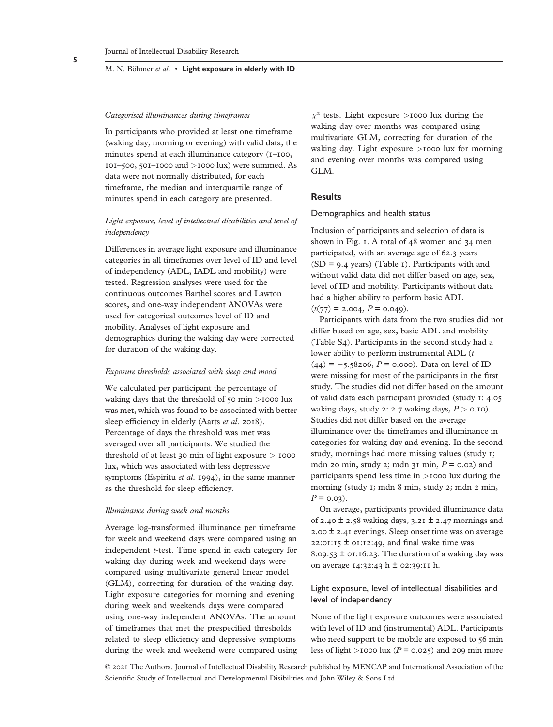*Categorised illuminances during timeframes*

In participants who provided at least one timeframe (waking day, morning or evening) with valid data, the minutes spend at each illuminance category (1–100, 101–500, 501–1000 and >1000 lux) were summed. As data were not normally distributed, for each timeframe, the median and interquartile range of minutes spend in each category are presented.

*Light exposure, level of intellectual disabilities and level of independency*

Differences in average light exposure and illuminance categories in all timeframes over level of ID and level of independency (ADL, IADL and mobility) were tested. Regression analyses were used for the continuous outcomes Barthel scores and Lawton scores, and one-way independent ANOVAs were used for categorical outcomes level of ID and mobility. Analyses of light exposure and demographics during the waking day were corrected for duration of the waking day.

*Exposure thresholds associated with sleep and mood*

We calculated per participant the percentage of waking days that the threshold of 50 min >1000 lux was met, which was found to be associated with better sleep efficiency in elderly (Aarts *et al.* 2018). Percentage of days the threshold was met was averaged over all participants. We studied the threshold of at least 30 min of light exposure > 1000 lux, which was associated with less depressive symptoms (Espiritu *et al.* 1994), in the same manner as the threshold for sleep efficiency.

*Illuminance during week and months*

Average log-transformed illuminance per timeframe for week and weekend days were compared using an independent *t*-test. Time spend in each category for waking day during week and weekend days were compared using multivariate general linear model (GLM), correcting for duration of the waking day. Light exposure categories for morning and evening during week and weekends days were compared using one-way independent ANOVAs. The amount of timeframes that met the prespecified thresholds related to sleep efficiency and depressive symptoms during the week and weekend were compared using $\chi^2$ tests. Light exposure >1000 lux during the waking day over months was compared using multivariate GLM, correcting for duration of the waking day. Light exposure >1000 lux for morning and evening over months was compared using GLM.

## Results

### Demographics and health status

Inclusion of participants and selection of data is shown in Fig. 1. A total of 48 women and 34 men participated, with an average age of 62.3 years (SD = 9.4 years) (Table 1). Participants with and without valid data did not differ based on age, sex, level of ID and mobility. Participants without data had a higher ability to perform basic ADL ($t(77) = 2.004$, $P = 0.049$).

Participants with data from the two studies did not differ based on age, sex, basic ADL and mobility (Table S4). Participants in the second study had a lower ability to perform instrumental ADL ($t(44) = -5.58206$, $P = 0.000$). Data on level of ID were missing for most of the participants in the first study. The studies did not differ based on the amount of valid data each participant provided (study 1: 4.05 waking days, study 2: 2.7 waking days, $P > 0.10$). Studies did not differ based on the average illuminance over the timeframes and illuminance in categories for waking day and evening. In the second study, mornings had more missing values (study 1; mdn 20 min, study 2; mdn 31 min, $P = 0.02$) and participants spend less time in >1000 lux during the morning (study 1; mdn 8 min, study 2; mdn 2 min, $P = 0.03$).

On average, participants provided illuminance data of 2.40 ± 2.58 waking days, 3.21 ± 2.47 mornings and 2.00 ± 2.41 evenings. Sleep onset time was on average 22:01:15 ± 01:12:49, and final wake time was 8:09:53 ± 01:16:23. The duration of a waking day was on average 14:32:43 h ± 02:39:11 h.

### Light exposure, level of intellectual disabilities and level of independency

None of the light exposure outcomes were associated with level of ID and (instrumental) ADL. Participants who need support to be mobile are exposed to 56 min less of light >1000 lux ($P = 0.025$) and 209 min more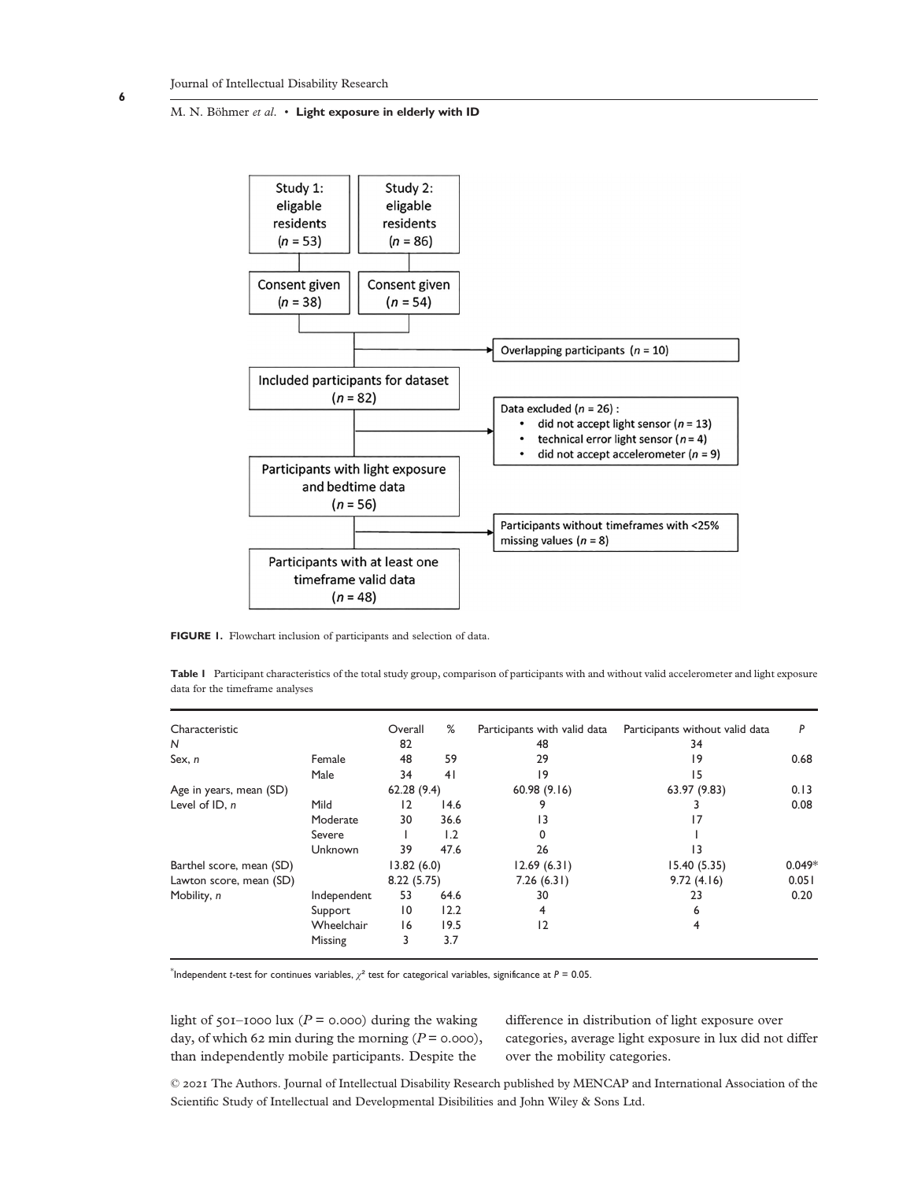Study 1: eligable residents (n = 53)

Study 2: eligable residents (n = 86)

Consent given (n = 38)

Consent given (n = 54)

Overlapping participants (n = 10)

Included participants for dataset (n = 82)

Data excluded (n = 26) :

- did not accept light sensor (n = 13)
- technical error light sensor (n = 4)
- did not accept accelerometer (n = 9)

Participants with light exposure and bedtime data (n = 56)

Participants without timeframes with <25% missing values (n = 8)

Participants with at least one timeframe valid data (n = 48)

**FIGURE 1.** Flowchart inclusion of participants and selection of data.

**Table 1** Participant characteristics of the total study group, comparison of participants with and without valid accelerometer and light exposure data for the timeframe analyses

| Characteristic | | Overall | % | Participants with valid data | Participants without valid data | P |
|---|---|---|---|---|---|---|
| N | | 82 | | 48 | 34 | |
| Sex, n | Female | 48 | 59 | 29 | 19 | 0.68 |
| | Male | 34 | 41 | 19 | 15 | |
| Age in years, mean (SD) | | 62.28 (9.4) | | 60.98 (9.16) | 63.97 (9.83) | 0.13 |
| Level of ID, n | Mild | 12 | 14.6 | 9 | 3 | 0.08 |
| | Moderate | 30 | 36.6 | 13 | 17 | |
| | Severe | 1 | 1.2 | 0 | 1 | |
| | Unknown | 39 | 47.6 | 26 | 13 | |
| Barthel score, mean (SD) | | 13.82 (6.0) | | 12.69 (6.31) | 15.40 (5.35) | 0.049* |
| Lawton score, mean (SD) | | 8.22 (5.75) | | 7.26 (6.31) | 9.72 (4.16) | 0.051 |
| Mobility, n | Independent | 53 | 64.6 | 30 | 23 | 0.20 |
| | Support | 10 | 12.2 | 4 | 6 | |
| | Wheelchair | 16 | 19.5 | 12 | 4 | |
| | Missing | 3 | 3.7 | | | |

*Independent t-test for continues variables, $\chi^2$ test for categorical variables, significance at $P = 0.05$.

light of 501–1000 lux ($P = 0.000$) during the waking day, of which 62 min during the morning ($P = 0.000$), than independently mobile participants. Despite the difference in distribution of light exposure over categories, average light exposure in lux did not differ over the mobility categories.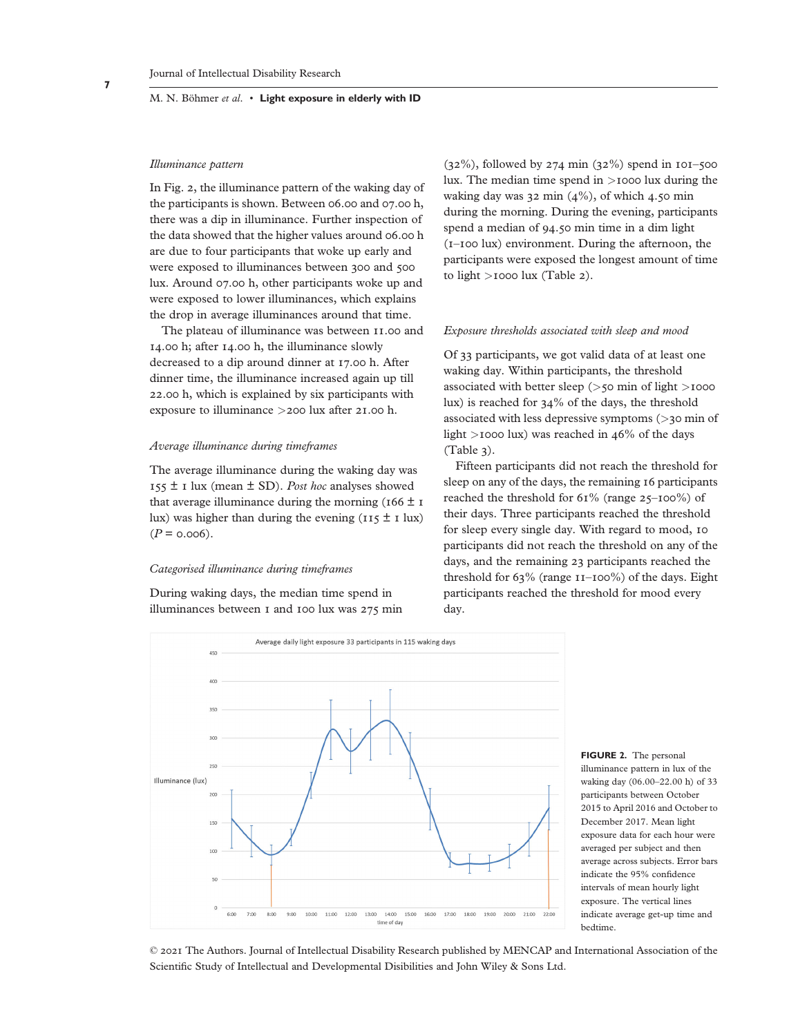### *Illuminance pattern*

In Fig. 2, the illuminance pattern of the waking day of the participants is shown. Between 06.00 and 07.00 h, there was a dip in illuminance. Further inspection of the data showed that the higher values around 06.00 h are due to four participants that woke up early and were exposed to illuminances between 300 and 500 lux. Around 07.00 h, other participants woke up and were exposed to lower illuminances, which explains the drop in average illuminances around that time.

The plateau of illuminance was between 11.00 and 14.00 h; after 14.00 h, the illuminance slowly decreased to a dip around dinner at 17.00 h. After dinner time, the illuminance increased again up till 22.00 h, which is explained by six participants with exposure to illuminance >200 lux after 21.00 h.

### *Average illuminance during timeframes*

The average illuminance during the waking day was 155 ± 1 lux (mean ± SD). *Post hoc* analyses showed that average illuminance during the morning (166 ± 1 lux) was higher than during the evening (115 ± 1 lux) ($P = 0.006$).

### *Categorised illuminance during timeframes*

During waking days, the median time spend in illuminances between 1 and 100 lux was 275 min (32%), followed by 274 min (32%) spend in 101–500 lux. The median time spend in >1000 lux during the waking day was 32 min (4%), of which 4.50 min during the morning. During the evening, participants spend a median of 94.50 min time in a dim light (1–100 lux) environment. During the afternoon, the participants were exposed the longest amount of time to light >1000 lux (Table 2).

### *Exposure thresholds associated with sleep and mood*

Of 33 participants, we got valid data of at least one waking day. Within participants, the threshold associated with better sleep (>50 min of light >1000 lux) is reached for 34% of the days, the threshold associated with less depressive symptoms (>30 min of light >1000 lux) was reached in 46% of the days (Table 3).

Fifteen participants did not reach the threshold for sleep on any of the days, the remaining 16 participants reached the threshold for 61% (range 25–100%) of their days. Three participants reached the threshold for sleep every single day. With regard to mood, 10 participants did not reach the threshold on any of the days, and the remaining 23 participants reached the threshold for 63% (range 11–100%) of the days. Eight participants reached the threshold for mood every day.

**FIGURE 2.** The personal illuminance pattern in lux of the waking day (06.00–22.00 h) of 33 participants between October 2015 to April 2016 and October to December 2017. Mean light exposure data for each hour were averaged per subject and then average across subjects. Error bars indicate the 95% confidence intervals of mean hourly light exposure. The vertical lines indicate average get-up time and bedtime.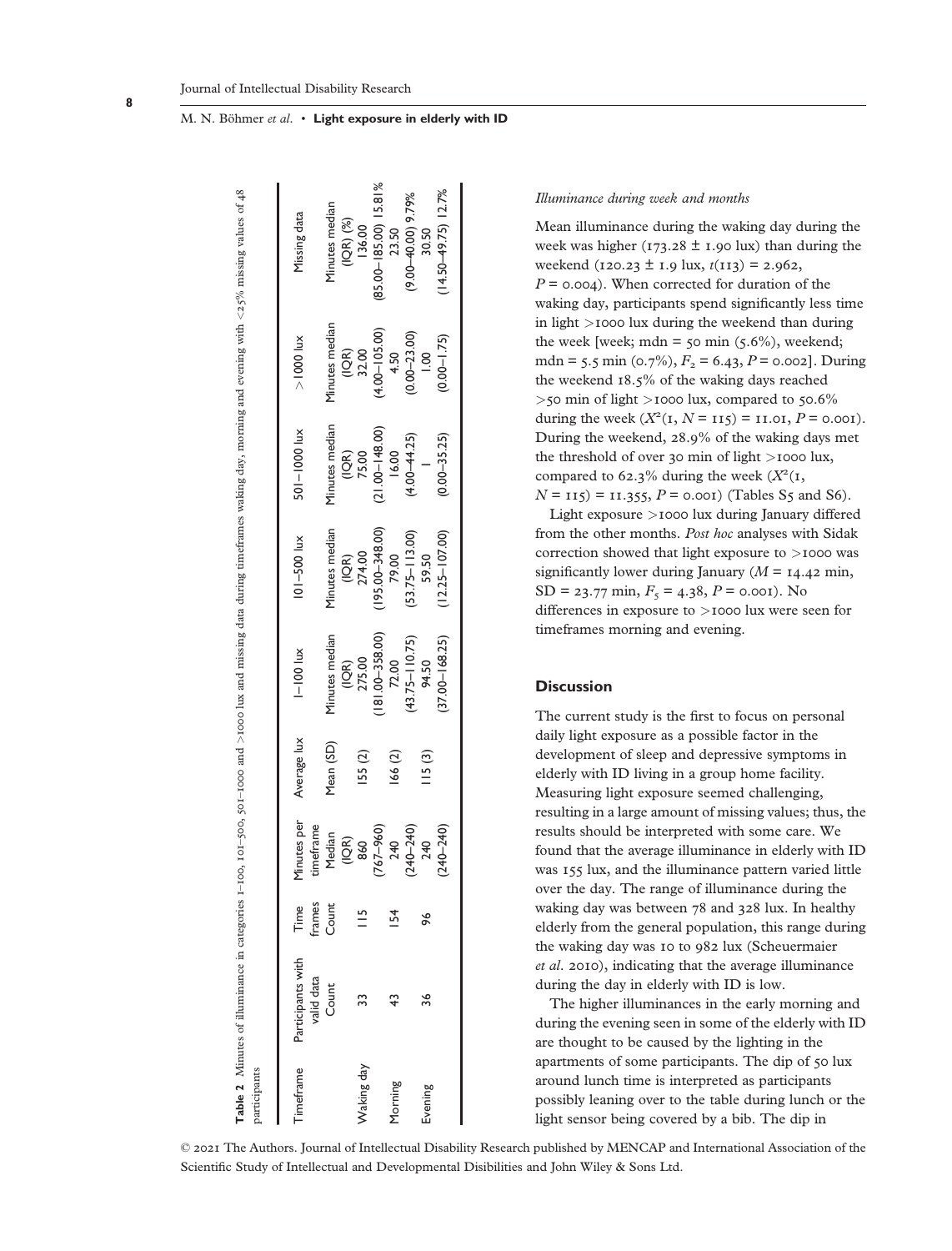**Table 2** Minutes of illuminance in categories 1–100, 101–500, 501–1000 and >1000 lux and missing data during timeframes waking day, morning and evening with <25% missing values of 48 participants

| Timeframe | Participants with valid data | Time frames | Minutes per timeframe | Average lux | 1–100 lux | 101–500 lux | 501–1000 lux | >1000 lux | Missing data |
|---|---|---|---|---|---|---|---|---|---|
| | Count | Count | Median (IQR) | Mean (SD) | Minutes median (IQR) | Minutes median (IQR) | Minutes median (IQR) | Minutes median (IQR) | Minutes median (IQR) (%) |
| Waking day | 33 | 115 | 860 (767–960) | 155 (2) | 275.00 (181.00–358.00) | 274.00 (195.00–348.00) | 75.00 (21.00–148.00) | 32.00 (4.00–105.00) | 136.00 (85.00–185.00) 15.81% |
| Morning | 43 | 154 | 240 (240–240) | 166 (2) | 72.00 (43.75–110.75) | 79.00 (53.75–113.00) | 16.00 (4.00–44.25) | 4.50 (0.00–23.00) | 23.50 (9.00–40.00) 9.79% |
| Evening | 36 | 96 | 240 (240–240) | 115 (3) | 94.50 (37.00–168.25) | 59.50 (12.25–107.00) | 1 (0.00–35.25) | 1.00 (0.00–1.75) | 30.50 (14.50–49.75) 12.7% |

*Illuminance during week and months*

Mean illuminance during the waking day during the week was higher (173.28 ± 1.90 lux) than during the weekend (120.23 ± 1.9 lux, $t(113) = 2.962$, $P = 0.004$). When corrected for duration of the waking day, participants spend significantly less time in light >1000 lux during the weekend than during the week [week; mdn = 50 min (5.6%), weekend; mdn = 5.5 min (0.7%), $F_2 = 6.43$, $P = 0.002$]. During the weekend 18.5% of the waking days reached >50 min of light >1000 lux, compared to 50.6% during the week ($X^2(1, N = 115) = 11.01$, $P = 0.001$). During the weekend, 28.9% of the waking days met the threshold of over 30 min of light >1000 lux, compared to 62.3% during the week ($X^2(1, N = 115) = 11.355$, $P = 0.001$) (Tables S5 and S6).

Light exposure >1000 lux during January differed from the other months. *Post hoc* analyses with Sidak correction showed that light exposure to >1000 was significantly lower during January ($M = 14.42$ min, $SD = 23.77$ min, $F_5 = 4.38$, $P = 0.001$). No differences in exposure to >1000 lux were seen for timeframes morning and evening.

## Discussion

The current study is the first to focus on personal daily light exposure as a possible factor in the development of sleep and depressive symptoms in elderly with ID living in a group home facility. Measuring light exposure seemed challenging, resulting in a large amount of missing values; thus, the results should be interpreted with some care. We found that the average illuminance in elderly with ID was 155 lux, and the illuminance pattern varied little over the day. The range of illuminance during the waking day was between 78 and 328 lux. In healthy elderly from the general population, this range during the waking day was 10 to 982 lux (Scheuermaier *et al*. 2010), indicating that the average illuminance during the day in elderly with ID is low.

The higher illuminances in the early morning and during the evening seen in some of the elderly with ID are thought to be caused by the lighting in the apartments of some participants. The dip of 50 lux around lunch time is interpreted as participants possibly leaning over to the table during lunch or the light sensor being covered by a bib. The dip in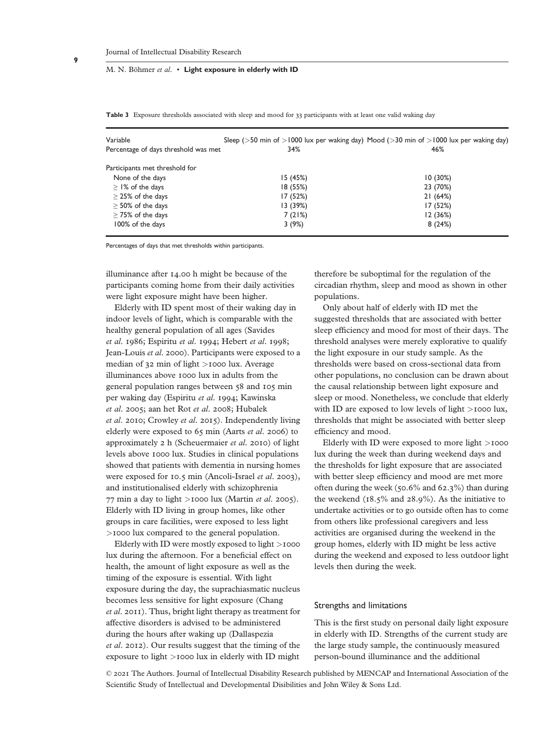**Table 3** Exposure thresholds associated with sleep and mood for 33 participants with at least one valid waking day

| Variable | Sleep (>50 min of >1000 lux per waking day) | Mood (>30 min of >1000 lux per waking day) |
|---|---|---|
| Percentage of days threshold was met | 34% | 46% |
| Participants met threshold for | | |
| None of the days | 15 (45%) | 10 (30%) |
| ≥ 1% of the days | 18 (55%) | 23 (70%) |
| ≥ 25% of the days | 17 (52%) | 21 (64%) |
| ≥ 50% of the days | 13 (39%) | 17 (52%) |
| ≥ 75% of the days | 7 (21%) | 12 (36%) |
| 100% of the days | 3 (9%) | 8 (24%) |

Percentages of days that met thresholds within participants.

illuminance after 14.00 h might be because of the participants coming home from their daily activities were light exposure might have been higher.

Elderly with ID spent most of their waking day in indoor levels of light, which is comparable with the healthy general population of all ages (Savides *et al.* 1986; Espiritu *et al.* 1994; Hebert *et al.* 1998; Jean-Louis *et al.* 2000). Participants were exposed to a median of 32 min of light >1000 lux. Average illuminances above 1000 lux in adults from the general population ranges between 58 and 105 min per waking day (Espiritu *et al.* 1994; Kawinska *et al.* 2005; aan het Rot *et al.* 2008; Hubalek *et al.* 2010; Crowley *et al.* 2015). Independently living elderly were exposed to 65 min (Aarts *et al.* 2006) to approximately 2 h (Scheuermaier *et al.* 2010) of light levels above 1000 lux. Studies in clinical populations showed that patients with dementia in nursing homes were exposed for 10.5 min (Ancoli-Israel *et al.* 2003), and institutionalised elderly with schizophrenia 77 min a day to light >1000 lux (Martin *et al.* 2005). Elderly with ID living in group homes, like other groups in care facilities, were exposed to less light >1000 lux compared to the general population.

Elderly with ID were mostly exposed to light >1000 lux during the afternoon. For a beneficial effect on health, the amount of light exposure as well as the timing of the exposure is essential. With light exposure during the day, the suprachiasmatic nucleus becomes less sensitive for light exposure (Chang *et al.* 2011). Thus, bright light therapy as treatment for affective disorders is advised to be administered during the hours after waking up (Dallaspezia *et al.* 2012). Our results suggest that the timing of the exposure to light >1000 lux in elderly with ID might therefore be suboptimal for the regulation of the circadian rhythm, sleep and mood as shown in other populations.

Only about half of elderly with ID met the suggested thresholds that are associated with better sleep efficiency and mood for most of their days. The threshold analyses were merely explorative to qualify the light exposure in our study sample. As the thresholds were based on cross-sectional data from other populations, no conclusion can be drawn about the causal relationship between light exposure and sleep or mood. Nonetheless, we conclude that elderly with ID are exposed to low levels of light >1000 lux, thresholds that might be associated with better sleep efficiency and mood.

Elderly with ID were exposed to more light >1000 lux during the week than during weekend days and the thresholds for light exposure that are associated with better sleep efficiency and mood are met more often during the week (50.6% and 62.3%) than during the weekend (18.5% and 28.9%). As the initiative to undertake activities or to go outside often has to come from others like professional caregivers and less activities are organised during the weekend in the group homes, elderly with ID might be less active during the weekend and exposed to less outdoor light levels then during the week.

## Strengths and limitations

This is the first study on personal daily light exposure in elderly with ID. Strengths of the current study are the large study sample, the continuously measured person-bound illuminance and the additional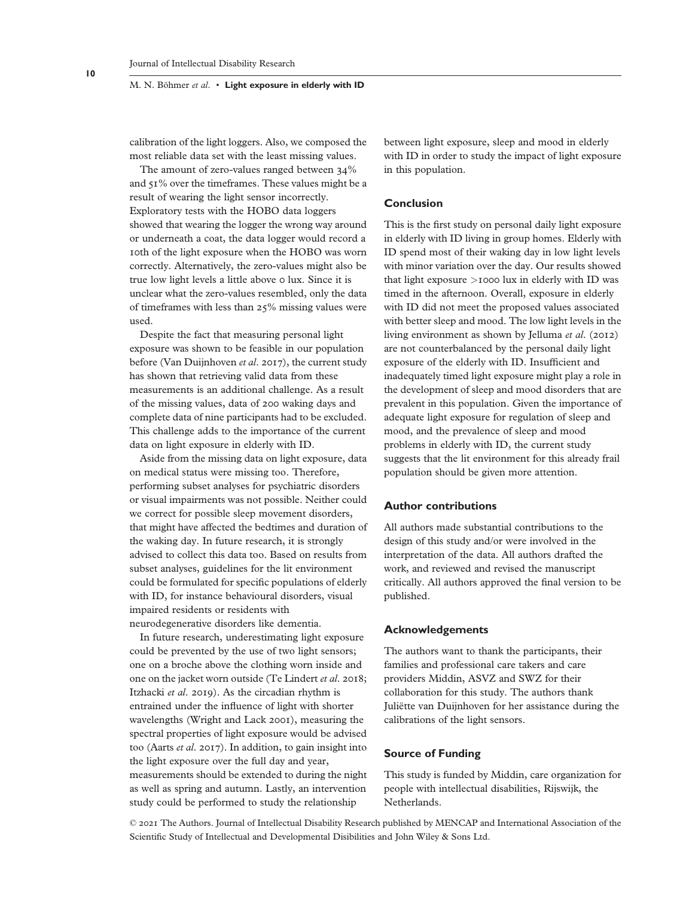calibration of the light loggers. Also, we composed the most reliable data set with the least missing values.

The amount of zero-values ranged between 34% and 51% over the timeframes. These values might be a result of wearing the light sensor incorrectly. Exploratory tests with the HOBO data loggers showed that wearing the logger the wrong way around or underneath a coat, the data logger would record a 10th of the light exposure when the HOBO was worn correctly. Alternatively, the zero-values might also be true low light levels a little above 0 lux. Since it is unclear what the zero-values resembled, only the data of timeframes with less than 25% missing values were used.

Despite the fact that measuring personal light exposure was shown to be feasible in our population before (Van Duijnhoven *et al*. 2017), the current study has shown that retrieving valid data from these measurements is an additional challenge. As a result of the missing values, data of 200 waking days and complete data of nine participants had to be excluded. This challenge adds to the importance of the current data on light exposure in elderly with ID.

Aside from the missing data on light exposure, data on medical status were missing too. Therefore, performing subset analyses for psychiatric disorders or visual impairments was not possible. Neither could we correct for possible sleep movement disorders, that might have affected the bedtimes and duration of the waking day. In future research, it is strongly advised to collect this data too. Based on results from subset analyses, guidelines for the lit environment could be formulated for specific populations of elderly with ID, for instance behavioural disorders, visual impaired residents or residents with neurodegenerative disorders like dementia.

In future research, underestimating light exposure could be prevented by the use of two light sensors; one on a broche above the clothing worn inside and one on the jacket worn outside (Te Lindert *et al*. 2018; Itzhacki *et al*. 2019). As the circadian rhythm is entrained under the influence of light with shorter wavelengths (Wright and Lack 2001), measuring the spectral properties of light exposure would be advised too (Aarts *et al*. 2017). In addition, to gain insight into the light exposure over the full day and year, measurements should be extended to during the night as well as spring and autumn. Lastly, an intervention study could be performed to study the relationship between light exposure, sleep and mood in elderly with ID in order to study the impact of light exposure in this population.

## Conclusion

This is the first study on personal daily light exposure in elderly with ID living in group homes. Elderly with ID spend most of their waking day in low light levels with minor variation over the day. Our results showed that light exposure >1000 lux in elderly with ID was timed in the afternoon. Overall, exposure in elderly with ID did not meet the proposed values associated with better sleep and mood. The low light levels in the living environment as shown by Jelluma *et al*. (2012) are not counterbalanced by the personal daily light exposure of the elderly with ID. Insufficient and inadequately timed light exposure might play a role in the development of sleep and mood disorders that are prevalent in this population. Given the importance of adequate light exposure for regulation of sleep and mood, and the prevalence of sleep and mood problems in elderly with ID, the current study suggests that the lit environment for this already frail population should be given more attention.

## Author contributions

All authors made substantial contributions to the design of this study and/or were involved in the interpretation of the data. All authors drafted the work, and reviewed and revised the manuscript critically. All authors approved the final version to be published.

## Acknowledgements

The authors want to thank the participants, their families and professional care takers and care providers Middin, ASVZ and SWZ for their collaboration for this study. The authors thank Juliëtte van Duijnhoven for her assistance during the calibrations of the light sensors.

## Source of Funding

This study is funded by Middin, care organization for people with intellectual disabilities, Rijswijk, the Netherlands.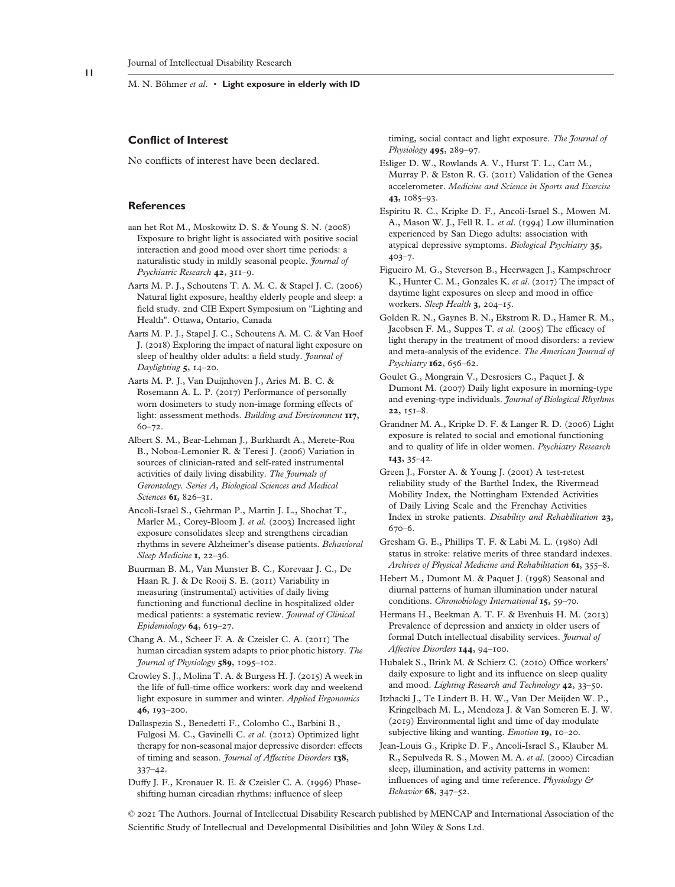## Conflict of Interest

No conflicts of interest have been declared.

## References

aan het Rot M., Moskowitz D. S. & Young S. N. (2008) Exposure to bright light is associated with positive social interaction and good mood over short time periods: a naturalistic study in mildly seasonal people. *Journal of Psychiatric Research* **42**, 311–9.

Aarts M. P. J., Schoutens T. A. M. C. & Stapel J. C. (2006) Natural light exposure, healthy elderly people and sleep: a field study. 2nd CIE Expert Symposium on "Lighting and Health". Ottawa, Ontario, Canada

Aarts M. P. J., Stapel J. C., Schoutens A. M. C. & Van Hoof J. (2018) Exploring the impact of natural light exposure on sleep of healthy older adults: a field study. *Journal of Daylighting* **5**, 14–20.

Aarts M. P. J., Van Duijnhoven J., Aries M. B. C. & Rosemann A. L. P. (2017) Performance of personally worn dosimeters to study non-image forming effects of light: assessment methods. *Building and Environment* **117**, 60–72.

Albert S. M., Bear-Lehman J., Burkhardt A., Merete-Roa B., Noboa-Lemonier R. & Teresi J. (2006) Variation in sources of clinician-rated and self-rated instrumental activities of daily living disability. *The Journals of Gerontology. Series A, Biological Sciences and Medical Sciences* **61**, 826–31.

Ancoli-Israel S., Gehrman P., Martin J. L., Shochat T., Marler M., Corey-Bloom J. *et al*. (2003) Increased light exposure consolidates sleep and strengthens circadian rhythms in severe Alzheimer's disease patients. *Behavioral Sleep Medicine* **1**, 22–36.

Buurman B. M., Van Munster B. C., Korevaar J. C., De Haan R. J. & De Rooij S. E. (2011) Variability in measuring (instrumental) activities of daily living functioning and functional decline in hospitalized older medical patients: a systematic review. *Journal of Clinical Epidemiology* **64**, 619–27.

Chang A. M., Scheer F. A. & Czeisler C. A. (2011) The human circadian system adapts to prior photic history. *The Journal of Physiology* **589**, 1095–102.

Crowley S. J., Molina T. A. & Burgess H. J. (2015) A week in the life of full-time office workers: work day and weekend light exposure in summer and winter. *Applied Ergonomics* **46**, 193–200.

Dallaspezia S., Benedetti F., Colombo C., Barbini B., Fulgosi M. C., Gavinelli C. *et al*. (2012) Optimized light therapy for non-seasonal major depressive disorder: effects of timing and season. *Journal of Affective Disorders* **138**, 337–42.

Duffy J. F., Kronauer R. E. & Czeisler C. A. (1996) Phase-shifting human circadian rhythms: influence of sleep timing, social contact and light exposure. *The Journal of Physiology* **495**, 289–97.

Esliger D. W., Rowlands A. V., Hurst T. L., Catt M., Murray P. & Eston R. G. (2011) Validation of the Genea accelerometer. *Medicine and Science in Sports and Exercise* **43**, 1085–93.

Espiritu R. C., Kripke D. F., Ancoli-Israel S., Mowen M. A., Mason W. J., Fell R. L. *et al*. (1994) Low illumination experienced by San Diego adults: association with atypical depressive symptoms. *Biological Psychiatry* **35**, 403–7.

Figueiro M. G., Steverson B., Heerwagen J., Kampschroer K., Hunter C. M., Gonzales K. *et al*. (2017) The impact of daytime light exposures on sleep and mood in office workers. *Sleep Health* **3**, 204–15.

Golden R. N., Gaynes B. N., Ekstrom R. D., Hamer R. M., Jacobsen F. M., Suppes T. *et al*. (2005) The efficacy of light therapy in the treatment of mood disorders: a review and meta-analysis of the evidence. *The American Journal of Psychiatry* **162**, 656–62.

Goulet G., Mongrain V., Desrosiers C., Paquet J. & Dumont M. (2007) Daily light exposure in morning-type and evening-type individuals. *Journal of Biological Rhythms* **22**, 151–8.

Grandner M. A., Kripke D. F. & Langer R. D. (2006) Light exposure is related to social and emotional functioning and to quality of life in older women. *Psychiatry Research* **143**, 35–42.

Green J., Forster A. & Young J. (2001) A test-retest reliability study of the Barthel Index, the Rivermead Mobility Index, the Nottingham Extended Activities of Daily Living Scale and the Frenchay Activities Index in stroke patients. *Disability and Rehabilitation* **23**, 670–6.

Gresham G. E., Phillips T. F. & Labi M. L. (1980) Adl status in stroke: relative merits of three standard indexes. *Archives of Physical Medicine and Rehabilitation* **61**, 355–8.

Hebert M., Dumont M. & Paquet J. (1998) Seasonal and diurnal patterns of human illumination under natural conditions. *Chronobiology International* **15**, 59–70.

Hermans H., Beekman A. T. F. & Evenhuis H. M. (2013) Prevalence of depression and anxiety in older users of formal Dutch intellectual disability services. *Journal of Affective Disorders* **144**, 94–100.

Hubalek S., Brink M. & Schierz C. (2010) Office workers' daily exposure to light and its influence on sleep quality and mood. *Lighting Research and Technology* **42**, 33–50.

Itzhacki J., Te Lindert B. H. W., Van Der Meijden W. P., Kringelbach M. L., Mendoza J. & Van Someren E. J. W. (2019) Environmental light and time of day modulate subjective liking and wanting. *Emotion* **19**, 10–20.

Jean-Louis G., Kripke D. F., Ancoli-Israel S., Klauber M. R., Sepulveda R. S., Mowen M. A. *et al*. (2000) Circadian sleep, illumination, and activity patterns in women: influences of aging and time reference. *Physiology & Behavior* **68**, 347–52.

© 2021 The Authors. Journal of Intellectual Disability Research published by MENCAP and International Association of the Scientific Study of Intellectual and Developmental Disibilities and John Wiley & Sons Ltd.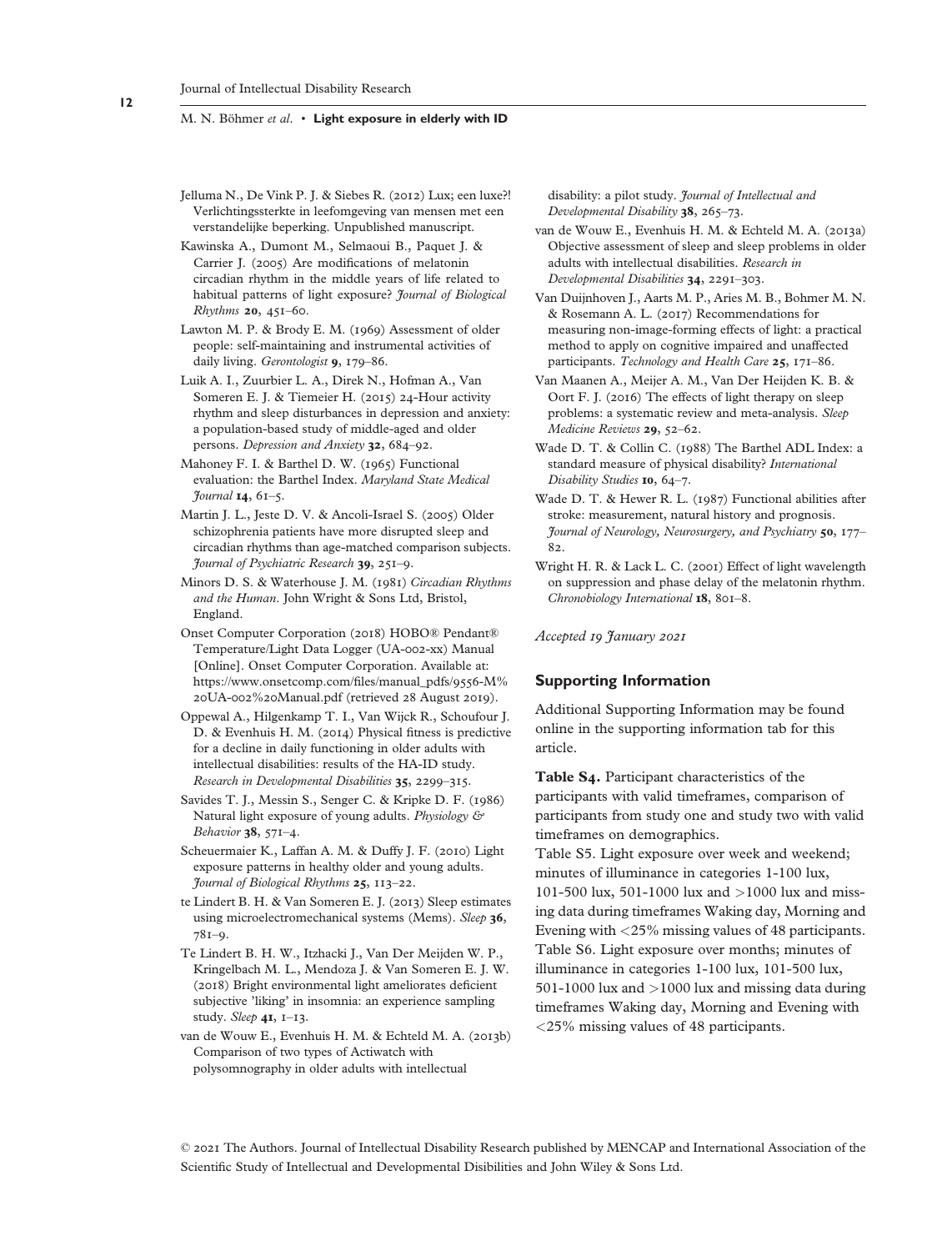Jelluma N., De Vink P. J. & Siebes R. (2012) Lux; een luxe?! Verlichtingssterkte in leefomgeving van mensen met een verstandelijke beperking. Unpublished manuscript.

Kawinska A., Dumont M., Selmaoui B., Paquet J. & Carrier J. (2005) Are modifications of melatonin circadian rhythm in the middle years of life related to habitual patterns of light exposure? *Journal of Biological Rhythms* **20**, 451–60.

Lawton M. P. & Brody E. M. (1969) Assessment of older people: self-maintaining and instrumental activities of daily living. *Gerontologist* **9**, 179–86.

Luik A. I., Zuurbier L. A., Direk N., Hofman A., Van Someren E. J. & Tiemeier H. (2015) 24-Hour activity rhythm and sleep disturbances in depression and anxiety: a population-based study of middle-aged and older persons. *Depression and Anxiety* **32**, 684–92.

Mahoney F. I. & Barthel D. W. (1965) Functional evaluation: the Barthel Index. *Maryland State Medical Journal* **14**, 61–5.

Martin J. L., Jeste D. V. & Ancoli-Israel S. (2005) Older schizophrenia patients have more disrupted sleep and circadian rhythms than age-matched comparison subjects. *Journal of Psychiatric Research* **39**, 251–9.

Minors D. S. & Waterhouse J. M. (1981) *Circadian Rhythms and the Human*. John Wright & Sons Ltd, Bristol, England.

Onset Computer Corporation (2018) HOBO® Pendant® Temperature/Light Data Logger (UA-002-xx) Manual [Online]. Onset Computer Corporation. Available at: https://www.onsetcomp.com/files/manual_pdfs/9556-M%20UA-002%20Manual.pdf (retrieved 28 August 2019).

Oppewal A., Hilgenkamp T. I., Van Wijck R., Schoufour J. D. & Evenhuis H. M. (2014) Physical fitness is predictive for a decline in daily functioning in older adults with intellectual disabilities: results of the HA-ID study. *Research in Developmental Disabilities* **35**, 2299–315.

Savides T. J., Messin S., Senger C. & Kripke D. F. (1986) Natural light exposure of young adults. *Physiology & Behavior* **38**, 571–4.

Scheuermaier K., Laffan A. M. & Duffy J. F. (2010) Light exposure patterns in healthy older and young adults. *Journal of Biological Rhythms* **25**, 113–22.

te Lindert B. H. & Van Someren E. J. (2013) Sleep estimates using microelectromechanical systems (Mems). *Sleep* **36**, 781–9.

Te Lindert B. H. W., Itzhacki J., Van Der Meijden W. P., Kringelbach M. L., Mendoza J. & Van Someren E. J. W. (2018) Bright environmental light ameliorates deficient subjective 'liking' in insomnia: an experience sampling study. *Sleep* **41**, 1–13.

van de Wouw E., Evenhuis H. M. & Echteld M. A. (2013b) Comparison of two types of Actiwatch with polysomnography in older adults with intellectual disability: a pilot study. *Journal of Intellectual and Developmental Disability* **38**, 265–73.

van de Wouw E., Evenhuis H. M. & Echteld M. A. (2013a) Objective assessment of sleep and sleep problems in older adults with intellectual disabilities. *Research in Developmental Disabilities* **34**, 2291–303.

Van Duijnhoven J., Aarts M. P., Aries M. B., Bohmer M. N. & Rosemann A. L. (2017) Recommendations for measuring non-image-forming effects of light: a practical method to apply on cognitive impaired and unaffected participants. *Technology and Health Care* **25**, 171–86.

Van Maanen A., Meijer A. M., Van Der Heijden K. B. & Oort F. J. (2016) The effects of light therapy on sleep problems: a systematic review and meta-analysis. *Sleep Medicine Reviews* **29**, 52–62.

Wade D. T. & Collin C. (1988) The Barthel ADL Index: a standard measure of physical disability? *International Disability Studies* **10**, 64–7.

Wade D. T. & Hewer R. L. (1987) Functional abilities after stroke: measurement, natural history and prognosis. *Journal of Neurology, Neurosurgery, and Psychiatry* **50**, 177–82.

Wright H. R. & Lack L. C. (2001) Effect of light wavelength on suppression and phase delay of the melatonin rhythm. *Chronobiology International* **18**, 801–8.

*Accepted 19 January 2021*

## Supporting Information

Additional Supporting Information may be found online in the supporting information tab for this article.

**Table S4.** Participant characteristics of the participants with valid timeframes, comparison of participants from study one and study two with valid timeframes on demographics.

Table S5. Light exposure over week and weekend; minutes of illuminance in categories 1-100 lux, 101-500 lux, 501-1000 lux and >1000 lux and missing data during timeframes Waking day, Morning and Evening with <25% missing values of 48 participants.

Table S6. Light exposure over months; minutes of illuminance in categories 1-100 lux, 101-500 lux, 501-1000 lux and >1000 lux and missing data during timeframes Waking day, Morning and Evening with <25% missing values of 48 participants.

© 2021 The Authors. Journal of Intellectual Disability Research published by MENCAP and International Association of the Scientific Study of Intellectual and Developmental Disibilities and John Wiley & Sons Ltd.